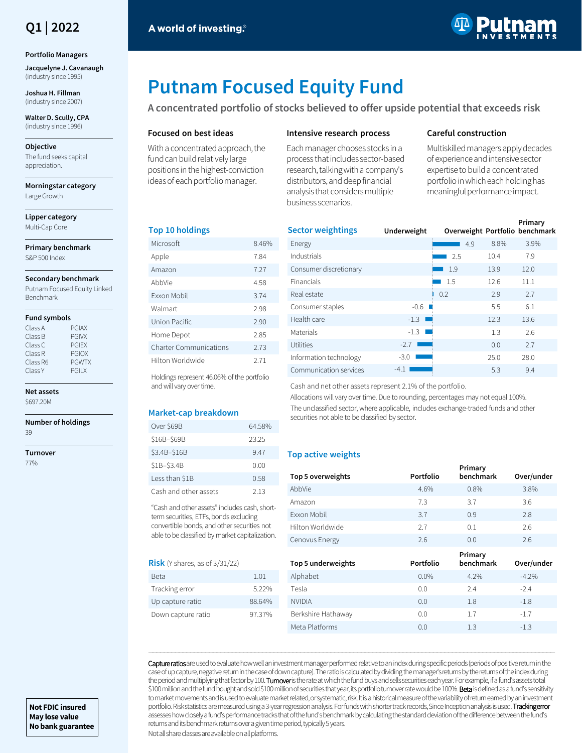Q1 | 2022

A world of investing.®

Putnam Investments

# Putnam Focused Equity Fund

## A concentrated portfolio of stocks believed to offer upside potential that exceeds risk

### Focused on best ideas

With a concentrated approach, the fund can build relatively large positions in the highest-conviction ideas of each portfolio manager.

### Intensive research process

Each manager chooses stocks in a process that includes sector-based research, talking with a company's distributors, and deep financial analysis that considers multiple business scenarios.

### Careful construction

Multiskilled managers apply decades of experience and intensive sector expertise to build a concentrated portfolio in which each holding has meaningful performance impact.

**Portfolio Managers**

**Jacquelyne J. Cavanaugh** (industry since 1995)

**Joshua H. Fillman** (industry since 2007)

**Walter D. Scully, CPA** (industry since 1996)

**Objective**

The fund seeks capital appreciation.

**Morningstar category**

Large Growth

**Lipper category**

Multi-Cap Core

**Primary benchmark**

S&P 500 Index

**Secondary benchmark**

Putnam Focused Equity Linked Benchmark

**Fund symbols**

| Class | Symbol |
|---|---|
| Class A | PGIAX |
| Class B | PGIVX |
| Class C | PGIEX |
| Class R | PGIOX |
| Class R6 | PGWTX |
| Class Y | PGILX |

**Net assets**

$697.20M

**Number of holdings**

39

**Turnover**

77%

### Top 10 holdings

| Holding | % |
|---|---|
| Microsoft | 8.46% |
| Apple | 7.84 |
| Amazon | 7.27 |
| AbbVie | 4.58 |
| Exxon Mobil | 3.74 |
| Walmart | 2.98 |
| Union Pacific | 2.90 |
| Home Depot | 2.85 |
| Charter Communications | 2.73 |
| Hilton Worldwide | 2.71 |

Holdings represent 46.06% of the portfolio and will vary over time.

### Market-cap breakdown

| Market cap | % |
|---|---|
| Over $69B | 64.58% |
| $16B–$69B | 23.25 |
| $3.4B–$16B | 9.47 |
| $1B–$3.4B | 0.00 |
| Less than $1B | 0.58 |
| Cash and other assets | 2.13 |

"Cash and other assets" includes cash, short-term securities, ETFs, bonds excluding convertible bonds, and other securities not able to be classified by market capitalization.

### Risk (Y shares, as of 3/31/22)

| Measure | Value |
|---|---|
| Beta | 1.01 |
| Tracking error | 5.22% |
| Up capture ratio | 88.64% |
| Down capture ratio | 97.37% |

### Sector weightings

| Sector | Underweight / Overweight | Portfolio | Primary benchmark |
|---|---|---|---|
| Energy | 4.9 | 8.8% | 3.9% |
| Industrials | 2.5 | 10.4 | 7.9 |
| Consumer discretionary | 1.9 | 13.9 | 12.0 |
| Financials | 1.5 | 12.6 | 11.1 |
| Real estate | 0.2 | 2.9 | 2.7 |
| Consumer staples | -0.6 | 5.5 | 6.1 |
| Health care | -1.3 | 12.3 | 13.6 |
| Materials | -1.3 | 1.3 | 2.6 |
| Utilities | -2.7 | 0.0 | 2.7 |
| Information technology | -3.0 | 25.0 | 28.0 |
| Communication services | -4.1 | 5.3 | 9.4 |

Cash and net other assets represent 2.1% of the portfolio.

Allocations will vary over time. Due to rounding, percentages may not equal 100%.

The unclassified sector, where applicable, includes exchange-traded funds and other securities not able to be classified by sector.

### Top active weights

| Top 5 overweights | Portfolio | Primary benchmark | Over/under |
|---|---|---|---|
| AbbVie | 4.6% | 0.8% | 3.8% |
| Amazon | 7.3 | 3.7 | 3.6 |
| Exxon Mobil | 3.7 | 0.9 | 2.8 |
| Hilton Worldwide | 2.7 | 0.1 | 2.6 |
| Cenovus Energy | 2.6 | 0.0 | 2.6 |

| Top 5 underweights | Portfolio | Primary benchmark | Over/under |
|---|---|---|---|
| Alphabet | 0.0% | 4.2% | -4.2% |
| Tesla | 0.0 | 2.4 | -2.4 |
| NVIDIA | 0.0 | 1.8 | -1.8 |
| Berkshire Hathaway | 0.0 | 1.7 | -1.7 |
| Meta Platforms | 0.0 | 1.3 | -1.3 |

**Capture ratios** are used to evaluate how well an investment manager performed relative to an index during specific periods (periods of positive return in the case of up capture, negative return in the case of down capture). The ratio is calculated by dividing the manager's returns by the returns of the index during the period and multiplying that factor by 100. **Turnover** is the rate at which the fund buys and sells securities each year. For example, if a fund's assets total $100 million and the fund bought and sold $100 million of securities that year, its portfolio turnover rate would be 100%. **Beta** is defined as a fund's sensitivity to market movements and is used to evaluate market related, or systematic, risk. It is a historical measure of the variability of return earned by an investment portfolio. Risk statistics are measured using a 3-year regression analysis. For funds with shorter track records, Since Inception analysis is used. **Tracking error** assesses how closely a fund's performance tracks that of the fund's benchmark by calculating the standard deviation of the difference between the fund's returns and its benchmark returns over a given time period, typically 5 years.

Not all share classes are available on all platforms.

**Not FDIC insured**
**May lose value**
**No bank guarantee**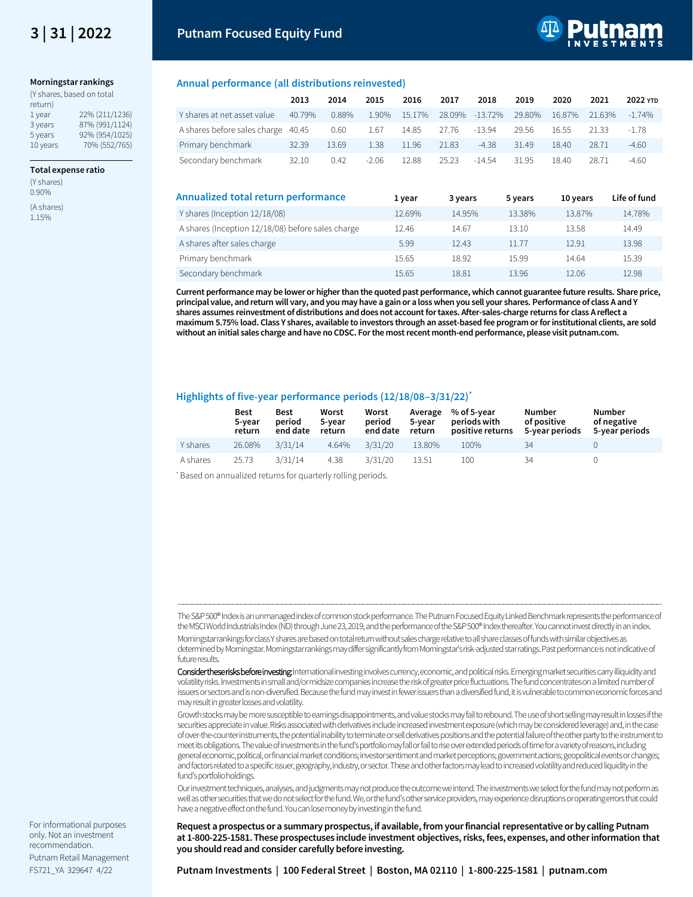3 | 31 | 2022

# Putnam Focused Equity Fund

**Morningstar rankings**

(Y shares, based on total return)

| | |
|---|---|
| 1 year | 22% (211/1236) |
| 3 years | 87% (991/1124) |
| 5 years | 92% (954/1025) |
| 10 years | 70% (552/765) |

**Total expense ratio**

(Y shares)
0.90%

(A shares)
1.15%

## Annual performance (all distributions reinvested)

| | 2013 | 2014 | 2015 | 2016 | 2017 | 2018 | 2019 | 2020 | 2021 | 2022 YTD |
|---|---|---|---|---|---|---|---|---|---|---|
| Y shares at net asset value | 40.79% | 0.88% | 1.90% | 15.17% | 28.09% | -13.72% | 29.80% | 16.87% | 21.63% | -1.74% |
| A shares before sales charge | 40.45 | 0.60 | 1.67 | 14.85 | 27.76 | -13.94 | 29.56 | 16.55 | 21.33 | -1.78 |
| Primary benchmark | 32.39 | 13.69 | 1.38 | 11.96 | 21.83 | -4.38 | 31.49 | 18.40 | 28.71 | -4.60 |
| Secondary benchmark | 32.10 | 0.42 | -2.06 | 12.88 | 25.23 | -14.54 | 31.95 | 18.40 | 28.71 | -4.60 |

## Annualized total return performance

| | 1 year | 3 years | 5 years | 10 years | Life of fund |
|---|---|---|---|---|---|
| Y shares (Inception 12/18/08) | 12.69% | 14.95% | 13.38% | 13.87% | 14.78% |
| A shares (Inception 12/18/08) before sales charge | 12.46 | 14.67 | 13.10 | 13.58 | 14.49 |
| A shares after sales charge | 5.99 | 12.43 | 11.77 | 12.91 | 13.98 |
| Primary benchmark | 15.65 | 18.92 | 15.99 | 14.64 | 15.39 |
| Secondary benchmark | 15.65 | 18.81 | 13.96 | 12.06 | 12.98 |

**Current performance may be lower or higher than the quoted past performance, which cannot guarantee future results. Share price, principal value, and return will vary, and you may have a gain or a loss when you sell your shares. Performance of class A and Y shares assumes reinvestment of distributions and does not account for taxes. After-sales-charge returns for class A reflect a maximum 5.75% load. Class Y shares, available to investors through an asset-based fee program or for institutional clients, are sold without an initial sales charge and have no CDSC. For the most recent month-end performance, please visit putnam.com.**

## Highlights of five-year performance periods (12/18/08–3/31/22)*

| | Best 5-year return | Best period end date | Worst 5-year return | Worst period end date | Average 5-year return | % of 5-year periods with positive returns | Number of positive 5-year periods | Number of negative 5-year periods |
|---|---|---|---|---|---|---|---|---|
| Y shares | 26.08% | 3/31/14 | 4.64% | 3/31/20 | 13.80% | 100% | 34 | 0 |
| A shares | 25.73 | 3/31/14 | 4.38 | 3/31/20 | 13.51 | 100 | 34 | 0 |

* Based on annualized returns for quarterly rolling periods.

The S&P 500® Index is an unmanaged index of common stock performance. The Putnam Focused Equity Linked Benchmark represents the performance of the MSCI World Industrials Index (ND) through June 23, 2019, and the performance of the S&P 500® Index thereafter. You cannot invest directly in an index.

Morningstar rankings for class Y shares are based on total return without sales charge relative to all share classes of funds with similar objectives as determined by Morningstar. Morningstar rankings may differ significantly from Morningstar's risk-adjusted star ratings. Past performance is not indicative of future results.

**Consider these risks before investing:** International investing involves currency, economic, and political risks. Emerging market securities carry illiquidity and volatility risks. Investments in small and/or midsize companies increase the risk of greater price fluctuations. The fund concentrates on a limited number of issuers or sectors and is non-diversified. Because the fund may invest in fewer issuers than a diversified fund, it is vulnerable to common economic forces and may result in greater losses and volatility.

Growth stocks may be more susceptible to earnings disappointments, and value stocks may fail to rebound. The use of short selling may result in losses if the securities appreciate in value. Risks associated with derivatives include increased investment exposure (which may be considered leverage) and, in the case of over-the-counter instruments, the potential inability to terminate or sell derivatives positions and the potential failure of the other party to the instrument to meet its obligations. The value of investments in the fund's portfolio may fall or fail to rise over extended periods of time for a variety of reasons, including general economic, political, or financial market conditions; investor sentiment and market perceptions; government actions; geopolitical events or changes; and factors related to a specific issuer, geography, industry, or sector. These and other factors may lead to increased volatility and reduced liquidity in the fund's portfolio holdings.

Our investment techniques, analyses, and judgments may not produce the outcome we intend. The investments we select for the fund may not perform as well as other securities that we do not select for the fund. We, or the fund's other service providers, may experience disruptions or operating errors that could have a negative effect on the fund. You can lose money by investing in the fund.

**Request a prospectus or a summary prospectus, if available, from your financial representative or by calling Putnam at 1-800-225-1581. These prospectuses include investment objectives, risks, fees, expenses, and other information that you should read and consider carefully before investing.**

For informational purposes only. Not an investment recommendation.

Putnam Retail Management

FS721_YA 329647 4/22

**Putnam Investments | 100 Federal Street | Boston, MA 02110 | 1-800-225-1581 | putnam.com**